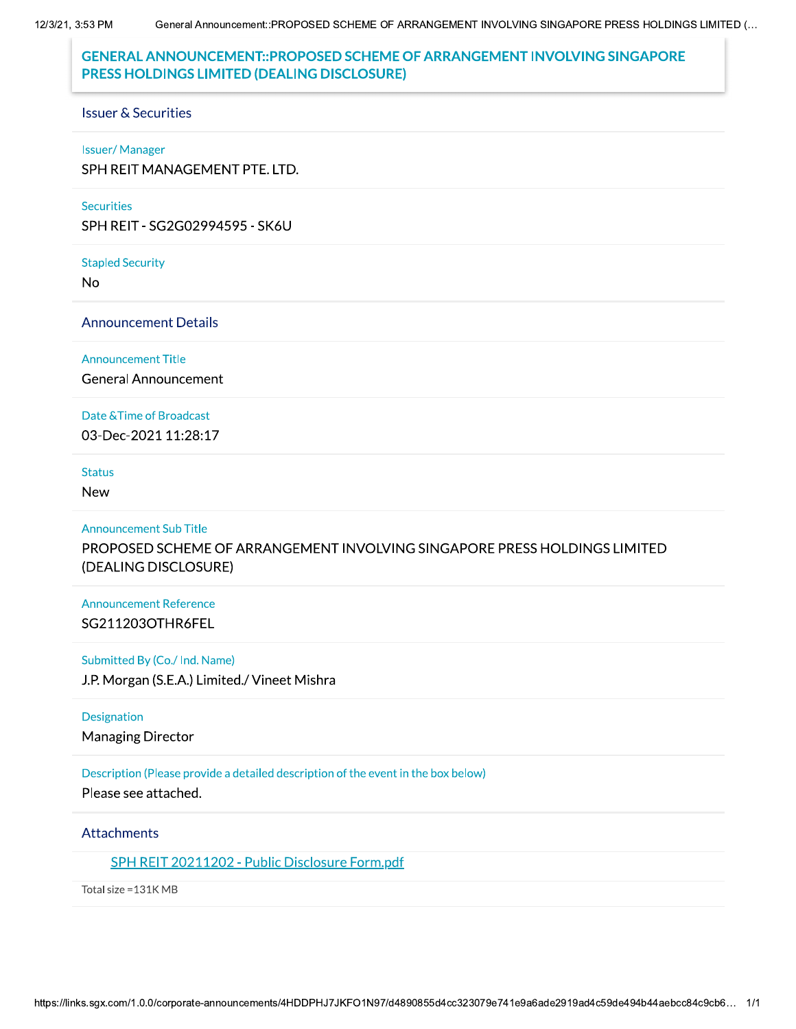# GENERAL ANNOUNCEMENT::PROPOSED SCHEME OF ARRANGEMENT INVOLVING SINGAPORE PRESS HOLDINGS LIMITED (DEALING DISCLOSURE)

## Issuer & Securities

Issuer/ Manager

SPH REIT MANAGEMENT PTE. LTD.

Securities

SPH REIT - SG2G02994595 - SK6U

Stapled Security

No

## Announcement Details

Announcement Title

General Announcement

Date &Time of Broadcast

03-Dec-2021 11:28:17

Status

New

Announcement Sub Title

PROPOSED SCHEME OF ARRANGEMENT INVOLVING SINGAPORE PRESS HOLDINGS LIMITED (DEALING DISCLOSURE)

Announcement Reference

SG211203OTHR6FEL

Submitted By (Co./ Ind. Name)

J.P. Morgan (S.E.A.) Limited./ Vineet Mishra

Designation

Managing Director

Description (Please provide a detailed description of the event in the box below)

Please see attached.

## Attachments

SPH REIT 20211202 - Public Disclosure Form.pdf

Total size =131K MB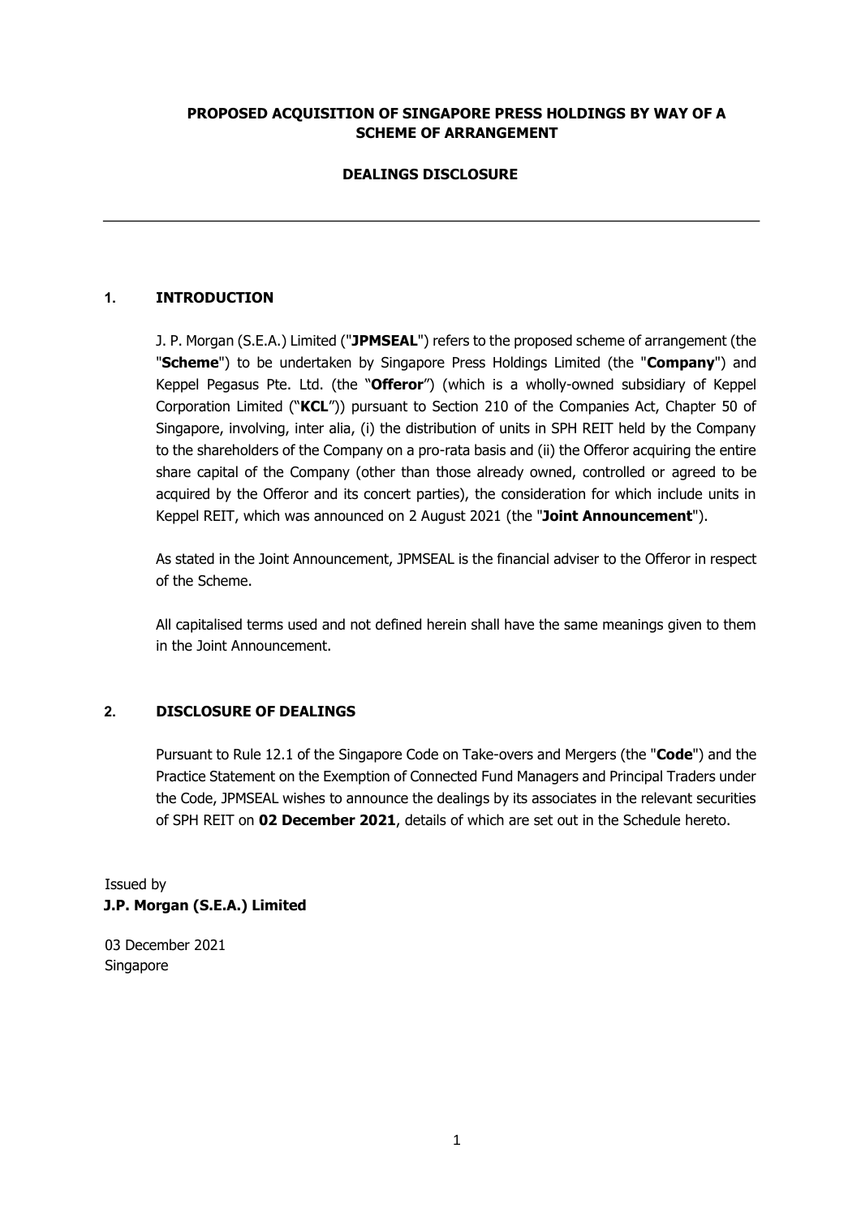**PROPOSED ACQUISITION OF SINGAPORE PRESS HOLDINGS BY WAY OF A SCHEME OF ARRANGEMENT**

**DEALINGS DISCLOSURE**

---

## 1. INTRODUCTION

J. P. Morgan (S.E.A.) Limited ("**JPMSEAL**") refers to the proposed scheme of arrangement (the "**Scheme**") to be undertaken by Singapore Press Holdings Limited (the "**Company**") and Keppel Pegasus Pte. Ltd. (the "**Offeror**") (which is a wholly-owned subsidiary of Keppel Corporation Limited ("**KCL**")) pursuant to Section 210 of the Companies Act, Chapter 50 of Singapore, involving, inter alia, (i) the distribution of units in SPH REIT held by the Company to the shareholders of the Company on a pro-rata basis and (ii) the Offeror acquiring the entire share capital of the Company (other than those already owned, controlled or agreed to be acquired by the Offeror and its concert parties), the consideration for which include units in Keppel REIT, which was announced on 2 August 2021 (the "**Joint Announcement**").

As stated in the Joint Announcement, JPMSEAL is the financial adviser to the Offeror in respect of the Scheme.

All capitalised terms used and not defined herein shall have the same meanings given to them in the Joint Announcement.

## 2. DISCLOSURE OF DEALINGS

Pursuant to Rule 12.1 of the Singapore Code on Take-overs and Mergers (the "**Code**") and the Practice Statement on the Exemption of Connected Fund Managers and Principal Traders under the Code, JPMSEAL wishes to announce the dealings by its associates in the relevant securities of SPH REIT on **02 December 2021**, details of which are set out in the Schedule hereto.

Issued by
**J.P. Morgan (S.E.A.) Limited**

03 December 2021
Singapore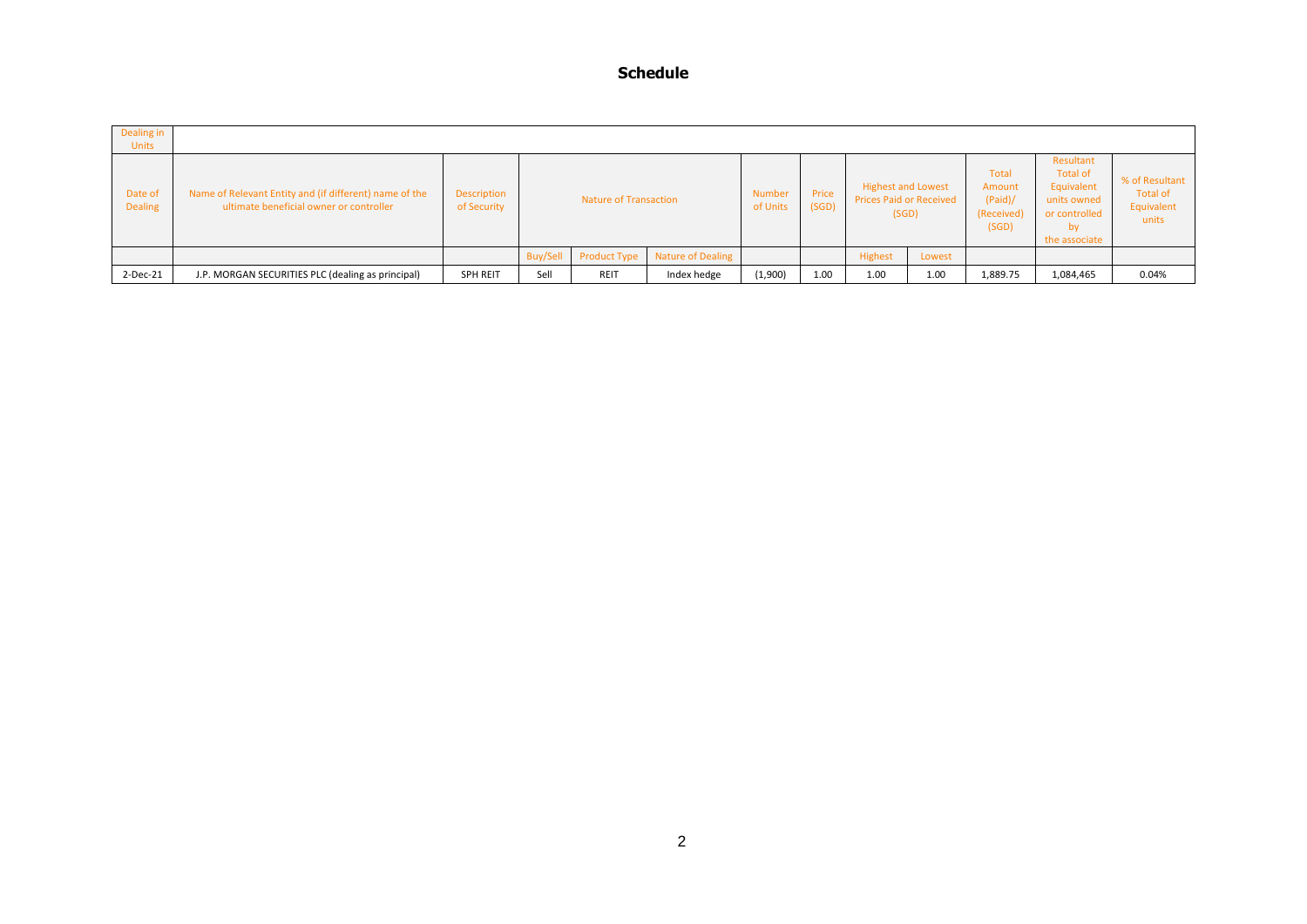# Schedule

| Dealing in Units | | | | | | | | | | | | | |
|---|---|---|---|---|---|---|---|---|---|---|---|---|---|
| Date of Dealing | Name of Relevant Entity and (if different) name of the ultimate beneficial owner or controller | Description of Security | Nature of Transaction | | | Number of Units | Price (SGD) | Highest and Lowest Prices Paid or Received (SGD) | | Total Amount (Paid)/ (Received) (SGD) | Resultant Total of Equivalent units owned or controlled by the associate | % of Resultant Total of Equivalent units |
| | | | Buy/Sell | Product Type | Nature of Dealing | | | Highest | Lowest | | | |
| 2-Dec-21 | J.P. MORGAN SECURITIES PLC (dealing as principal) | SPH REIT | Sell | REIT | Index hedge | (1,900) | 1.00 | 1.00 | 1.00 | 1,889.75 | 1,084,465 | 0.04% |